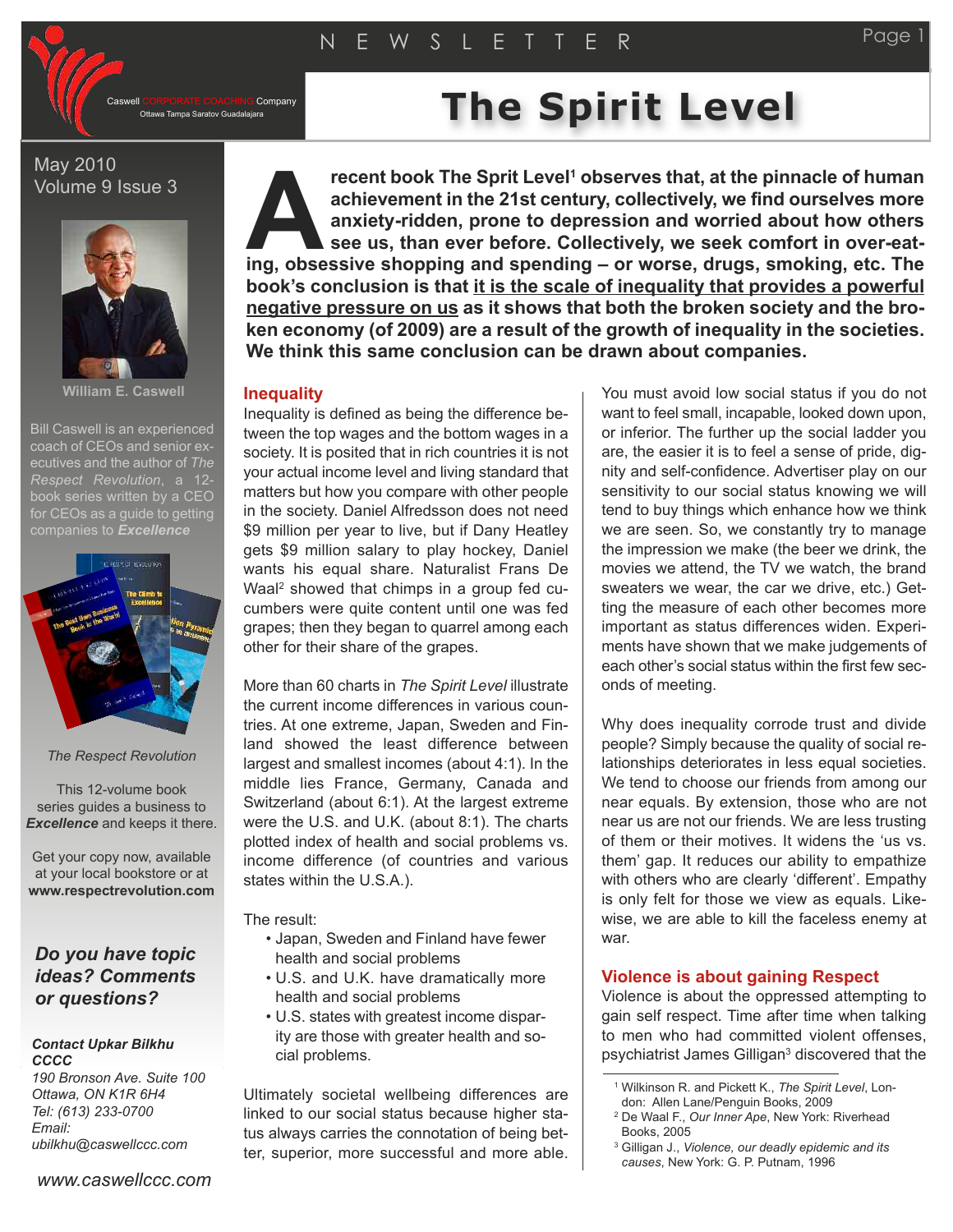NEWSLETTER

Caswell CORPORATE COACHING Company
Ottawa Tampa Saratov Guadalajara

# The Spirit Level

May 2010
Volume 9 Issue 3

William E. Caswell

Bill Caswell is an experienced coach of CEOs and senior executives and the author of *The Respect Revolution*, a 12-book series written by a CEO for CEOs as a guide to getting companies to ***Excellence***

*The Respect Revolution*

This 12-volume book series guides a business to ***Excellence*** and keeps it there.

Get your copy now, available at your local bookstore or at **www.respectrevolution.com**

***Do you have topic ideas? Comments or questions?***

***Contact Upkar Bilkhu CCCC***
*190 Bronson Ave. Suite 100*
*Ottawa, ON K1R 6H4*
*Tel: (613) 233-0700*
*Email:*
*ubilkhu@caswellccc.com*

*www.caswellccc.com*

**A recent book The Sprit Level[1] observes that, at the pinnacle of human achievement in the 21st century, collectively, we find ourselves more anxiety-ridden, prone to depression and worried about how others see us, than ever before. Collectively, we seek comfort in over-eating, obsessive shopping and spending – or worse, drugs, smoking, etc. The book's conclusion is that <u>it is the scale of inequality that provides a powerful negative pressure on us</u> as it shows that both the broken society and the broken economy (of 2009) are a result of the growth of inequality in the societies. We think this same conclusion can be drawn about companies.**

## Inequality

Inequality is defined as being the difference between the top wages and the bottom wages in a society. It is posited that in rich countries it is not your actual income level and living standard that matters but how you compare with other people in the society. Daniel Alfredsson does not need $9 million per year to live, but if Dany Heatley gets $9 million salary to play hockey, Daniel wants his equal share. Naturalist Frans De Waal[2] showed that chimps in a group fed cucumbers were quite content until one was fed grapes; then they began to quarrel among each other for their share of the grapes.

More than 60 charts in *The Spirit Level* illustrate the current income differences in various countries. At one extreme, Japan, Sweden and Finland showed the least difference between largest and smallest incomes (about 4:1). In the middle lies France, Germany, Canada and Switzerland (about 6:1). At the largest extreme were the U.S. and U.K. (about 8:1). The charts plotted index of health and social problems vs. income difference (of countries and various states within the U.S.A.).

The result:

- Japan, Sweden and Finland have fewer health and social problems
- U.S. and U.K. have dramatically more health and social problems
- U.S. states with greatest income disparity are those with greater health and social problems.

Ultimately societal wellbeing differences are linked to our social status because higher status always carries the connotation of being better, superior, more successful and more able. You must avoid low social status if you do not want to feel small, incapable, looked down upon, or inferior. The further up the social ladder you are, the easier it is to feel a sense of pride, dignity and self-confidence. Advertiser play on our sensitivity to our social status knowing we will tend to buy things which enhance how we think we are seen. So, we constantly try to manage the impression we make (the beer we drink, the movies we attend, the TV we watch, the brand sweaters we wear, the car we drive, etc.) Getting the measure of each other becomes more important as status differences widen. Experiments have shown that we make judgements of each other's social status within the first few seconds of meeting.

Why does inequality corrode trust and divide people? Simply because the quality of social relationships deteriorates in less equal societies. We tend to choose our friends from among our near equals. By extension, those who are not near us are not our friends. We are less trusting of them or their motives. It widens the 'us vs. them' gap. It reduces our ability to empathize with others who are clearly 'different'. Empathy is only felt for those we view as equals. Likewise, we are able to kill the faceless enemy at war.

## Violence is about gaining Respect

Violence is about the oppressed attempting to gain self respect. Time after time when talking to men who had committed violent offenses, psychiatrist James Gilligan[3] discovered that the

---

[1] Wilkinson R. and Pickett K., *The Spirit Level*, London: Allen Lane/Penguin Books, 2009

[2] De Waal F., *Our Inner Ape*, New York: Riverhead Books, 2005

[3] Gilligan J., *Violence, our deadly epidemic and its causes*, New York: G. P. Putnam, 1996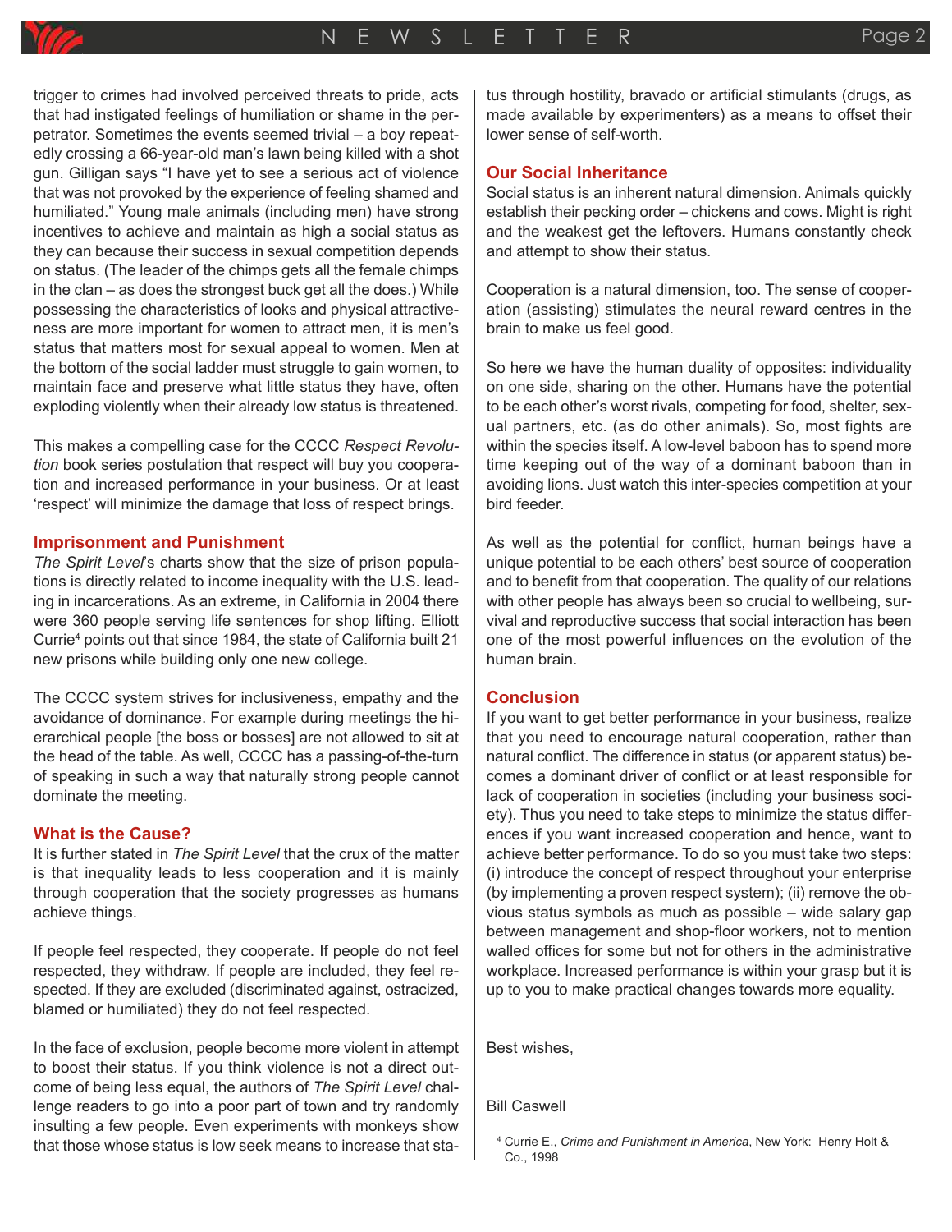trigger to crimes had involved perceived threats to pride, acts that had instigated feelings of humiliation or shame in the perpetrator. Sometimes the events seemed trivial – a boy repeatedly crossing a 66-year-old man's lawn being killed with a shot gun. Gilligan says "I have yet to see a serious act of violence that was not provoked by the experience of feeling shamed and humiliated." Young male animals (including men) have strong incentives to achieve and maintain as high a social status as they can because their success in sexual competition depends on status. (The leader of the chimps gets all the female chimps in the clan – as does the strongest buck get all the does.) While possessing the characteristics of looks and physical attractiveness are more important for women to attract men, it is men's status that matters most for sexual appeal to women. Men at the bottom of the social ladder must struggle to gain women, to maintain face and preserve what little status they have, often exploding violently when their already low status is threatened.

This makes a compelling case for the CCCC *Respect Revolution* book series postulation that respect will buy you cooperation and increased performance in your business. Or at least 'respect' will minimize the damage that loss of respect brings.

## Imprisonment and Punishment

*The Spirit Level*'s charts show that the size of prison populations is directly related to income inequality with the U.S. leading in incarcerations. As an extreme, in California in 2004 there were 360 people serving life sentences for shop lifting. Elliott Currie[4] points out that since 1984, the state of California built 21 new prisons while building only one new college.

The CCCC system strives for inclusiveness, empathy and the avoidance of dominance. For example during meetings the hierarchical people [the boss or bosses] are not allowed to sit at the head of the table. As well, CCCC has a passing-of-the-turn of speaking in such a way that naturally strong people cannot dominate the meeting.

## What is the Cause?

It is further stated in *The Spirit Level* that the crux of the matter is that inequality leads to less cooperation and it is mainly through cooperation that the society progresses as humans achieve things.

If people feel respected, they cooperate. If people do not feel respected, they withdraw. If people are included, they feel respected. If they are excluded (discriminated against, ostracized, blamed or humiliated) they do not feel respected.

In the face of exclusion, people become more violent in attempt to boost their status. If you think violence is not a direct outcome of being less equal, the authors of *The Spirit Level* challenge readers to go into a poor part of town and try randomly insulting a few people. Even experiments with monkeys show that those whose status is low seek means to increase that status through hostility, bravado or artificial stimulants (drugs, as made available by experimenters) as a means to offset their lower sense of self-worth.

## Our Social Inheritance

Social status is an inherent natural dimension. Animals quickly establish their pecking order – chickens and cows. Might is right and the weakest get the leftovers. Humans constantly check and attempt to show their status.

Cooperation is a natural dimension, too. The sense of cooperation (assisting) stimulates the neural reward centres in the brain to make us feel good.

So here we have the human duality of opposites: individuality on one side, sharing on the other. Humans have the potential to be each other's worst rivals, competing for food, shelter, sexual partners, etc. (as do other animals). So, most fights are within the species itself. A low-level baboon has to spend more time keeping out of the way of a dominant baboon than in avoiding lions. Just watch this inter-species competition at your bird feeder.

As well as the potential for conflict, human beings have a unique potential to be each others' best source of cooperation and to benefit from that cooperation. The quality of our relations with other people has always been so crucial to wellbeing, survival and reproductive success that social interaction has been one of the most powerful influences on the evolution of the human brain.

## Conclusion

If you want to get better performance in your business, realize that you need to encourage natural cooperation, rather than natural conflict. The difference in status (or apparent status) becomes a dominant driver of conflict or at least responsible for lack of cooperation in societies (including your business society). Thus you need to take steps to minimize the status differences if you want increased cooperation and hence, want to achieve better performance. To do so you must take two steps: (i) introduce the concept of respect throughout your enterprise (by implementing a proven respect system); (ii) remove the obvious status symbols as much as possible – wide salary gap between management and shop-floor workers, not to mention walled offices for some but not for others in the administrative workplace. Increased performance is within your grasp but it is up to you to make practical changes towards more equality.

Best wishes,

Bill Caswell

---

[4] Currie E., *Crime and Punishment in America*, New York: Henry Holt & Co., 1998